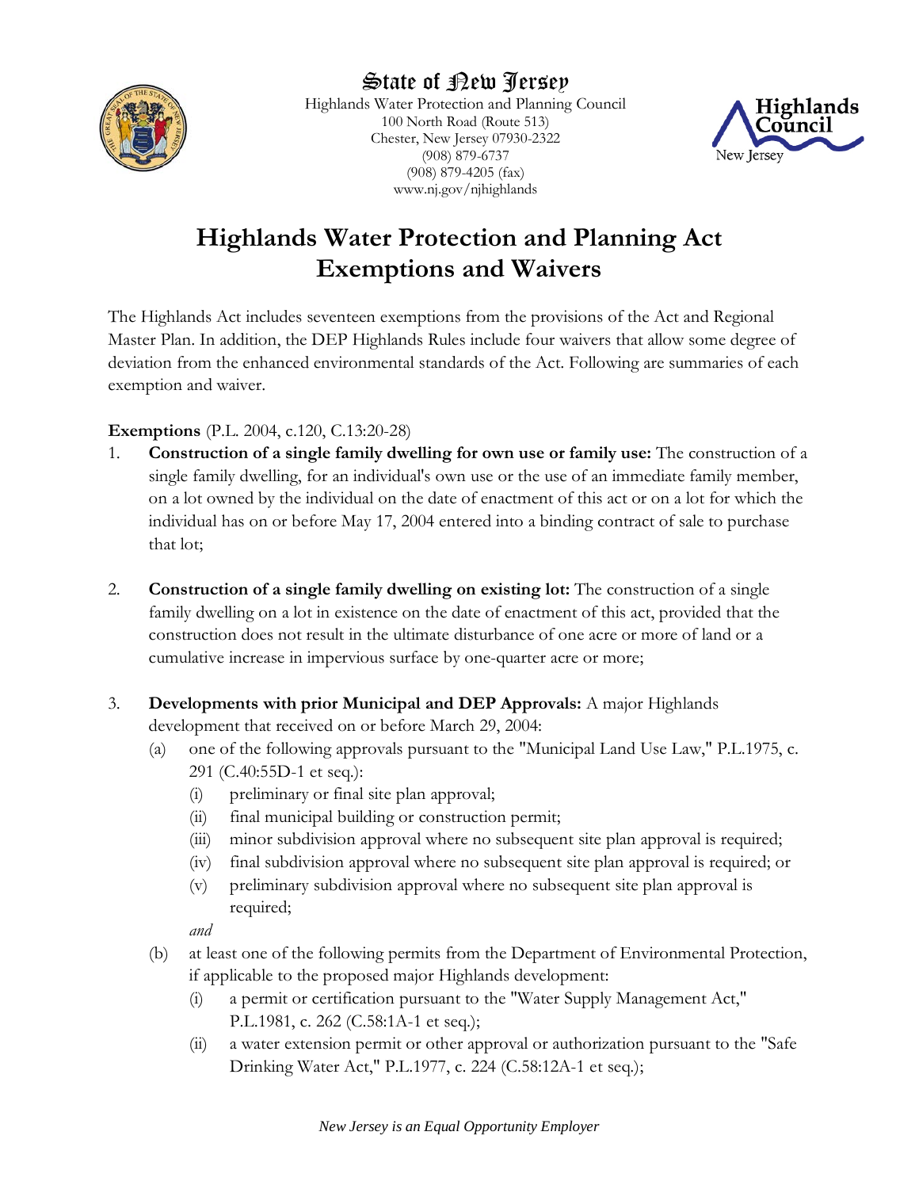State of New Jersey

Highlands Water Protection and Planning Council
100 North Road (Route 513)
Chester, New Jersey 07930-2322
(908) 879-6737
(908) 879-4205 (fax)
www.nj.gov/njhighlands

# Highlands Water Protection and Planning Act Exemptions and Waivers

The Highlands Act includes seventeen exemptions from the provisions of the Act and Regional Master Plan. In addition, the DEP Highlands Rules include four waivers that allow some degree of deviation from the enhanced environmental standards of the Act. Following are summaries of each exemption and waiver.

**Exemptions** (P.L. 2004, c.120, C.13:20-28)

1. **Construction of a single family dwelling for own use or family use:** The construction of a single family dwelling, for an individual's own use or the use of an immediate family member, on a lot owned by the individual on the date of enactment of this act or on a lot for which the individual has on or before May 17, 2004 entered into a binding contract of sale to purchase that lot;

2. **Construction of a single family dwelling on existing lot:** The construction of a single family dwelling on a lot in existence on the date of enactment of this act, provided that the construction does not result in the ultimate disturbance of one acre or more of land or a cumulative increase in impervious surface by one-quarter acre or more;

3. **Developments with prior Municipal and DEP Approvals:** A major Highlands development that received on or before March 29, 2004:
   - (a) one of the following approvals pursuant to the "Municipal Land Use Law," P.L.1975, c. 291 (C.40:55D-1 et seq.):
     - (i) preliminary or final site plan approval;
     - (ii) final municipal building or construction permit;
     - (iii) minor subdivision approval where no subsequent site plan approval is required;
     - (iv) final subdivision approval where no subsequent site plan approval is required; or
     - (v) preliminary subdivision approval where no subsequent site plan approval is required;

     *and*
   - (b) at least one of the following permits from the Department of Environmental Protection, if applicable to the proposed major Highlands development:
     - (i) a permit or certification pursuant to the "Water Supply Management Act," P.L.1981, c. 262 (C.58:1A-1 et seq.);
     - (ii) a water extension permit or other approval or authorization pursuant to the "Safe Drinking Water Act," P.L.1977, c. 224 (C.58:12A-1 et seq.);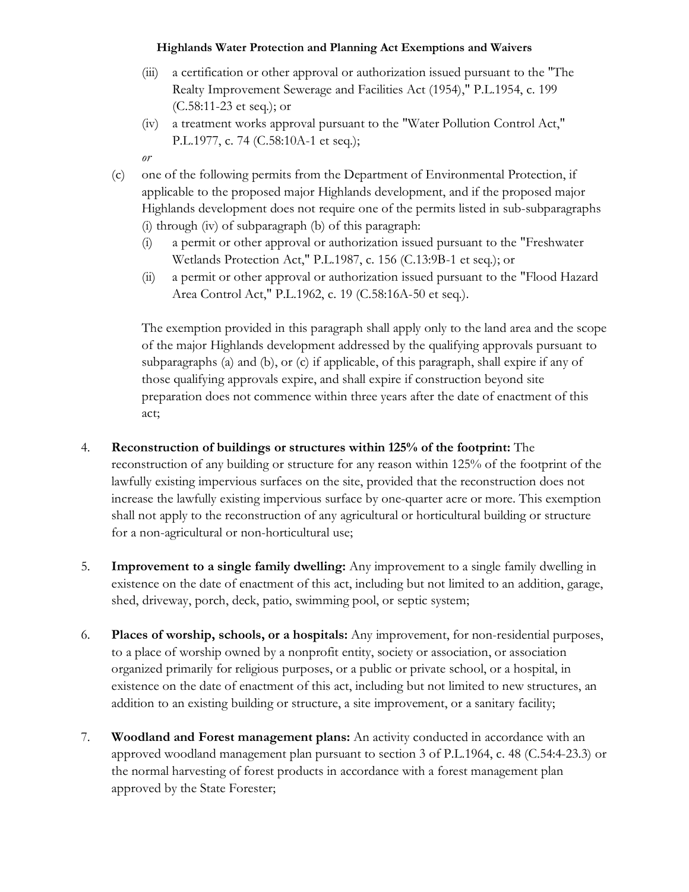(iii) a certification or other approval or authorization issued pursuant to the "The Realty Improvement Sewerage and Facilities Act (1954)," P.L.1954, c. 199 (C.58:11-23 et seq.); or

(iv) a treatment works approval pursuant to the "Water Pollution Control Act," P.L.1977, c. 74 (C.58:10A-1 et seq.);

*or*

(c) one of the following permits from the Department of Environmental Protection, if applicable to the proposed major Highlands development, and if the proposed major Highlands development does not require one of the permits listed in sub-subparagraphs (i) through (iv) of subparagraph (b) of this paragraph:

(i) a permit or other approval or authorization issued pursuant to the "Freshwater Wetlands Protection Act," P.L.1987, c. 156 (C.13:9B-1 et seq.); or

(ii) a permit or other approval or authorization issued pursuant to the "Flood Hazard Area Control Act," P.L.1962, c. 19 (C.58:16A-50 et seq.).

The exemption provided in this paragraph shall apply only to the land area and the scope of the major Highlands development addressed by the qualifying approvals pursuant to subparagraphs (a) and (b), or (c) if applicable, of this paragraph, shall expire if any of those qualifying approvals expire, and shall expire if construction beyond site preparation does not commence within three years after the date of enactment of this act;

4. **Reconstruction of buildings or structures within 125% of the footprint:** The reconstruction of any building or structure for any reason within 125% of the footprint of the lawfully existing impervious surfaces on the site, provided that the reconstruction does not increase the lawfully existing impervious surface by one-quarter acre or more. This exemption shall not apply to the reconstruction of any agricultural or horticultural building or structure for a non-agricultural or non-horticultural use;

5. **Improvement to a single family dwelling:** Any improvement to a single family dwelling in existence on the date of enactment of this act, including but not limited to an addition, garage, shed, driveway, porch, deck, patio, swimming pool, or septic system;

6. **Places of worship, schools, or a hospitals:** Any improvement, for non-residential purposes, to a place of worship owned by a nonprofit entity, society or association, or association organized primarily for religious purposes, or a public or private school, or a hospital, in existence on the date of enactment of this act, including but not limited to new structures, an addition to an existing building or structure, a site improvement, or a sanitary facility;

7. **Woodland and Forest management plans:** An activity conducted in accordance with an approved woodland management plan pursuant to section 3 of P.L.1964, c. 48 (C.54:4-23.3) or the normal harvesting of forest products in accordance with a forest management plan approved by the State Forester;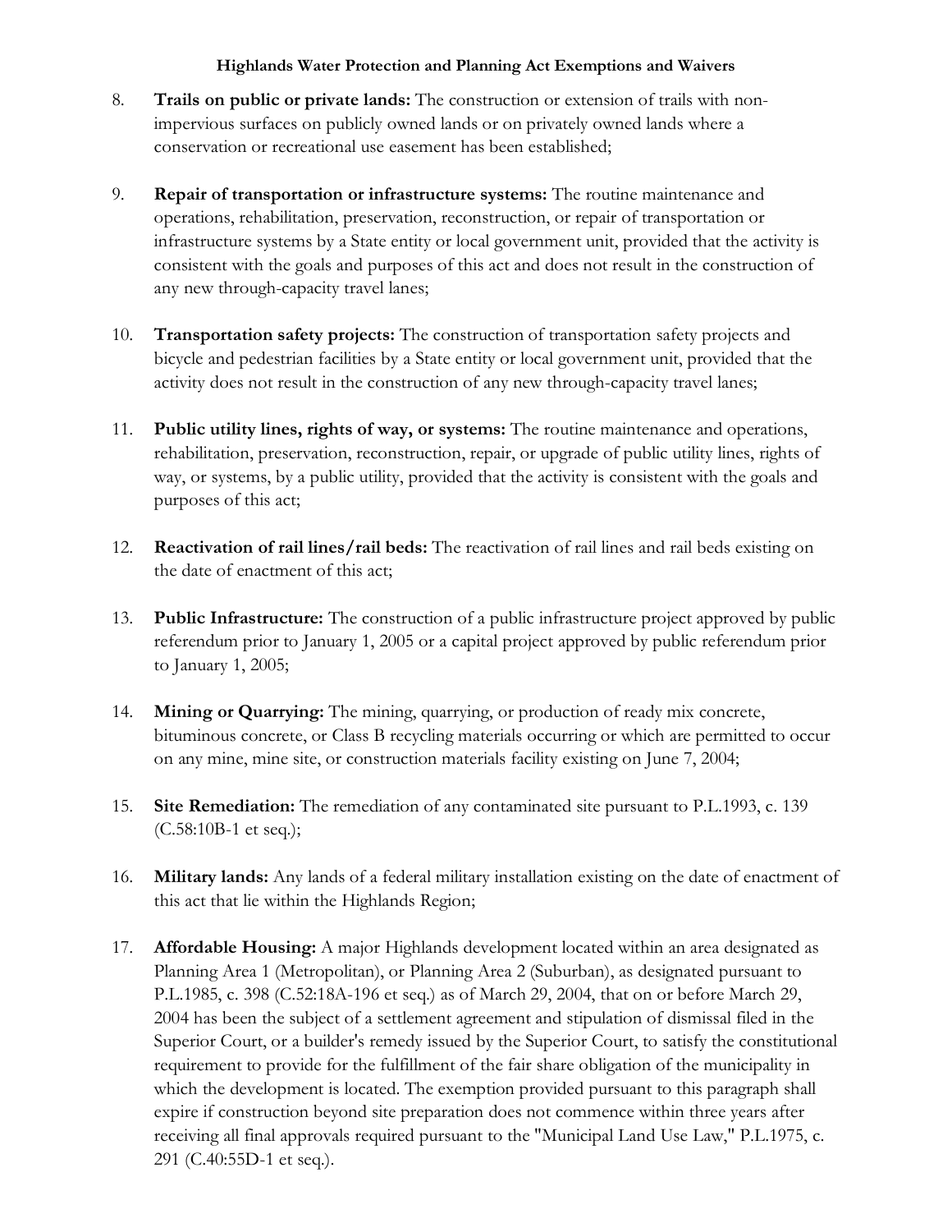8. **Trails on public or private lands:** The construction or extension of trails with non-impervious surfaces on publicly owned lands or on privately owned lands where a conservation or recreational use easement has been established;

9. **Repair of transportation or infrastructure systems:** The routine maintenance and operations, rehabilitation, preservation, reconstruction, or repair of transportation or infrastructure systems by a State entity or local government unit, provided that the activity is consistent with the goals and purposes of this act and does not result in the construction of any new through-capacity travel lanes;

10. **Transportation safety projects:** The construction of transportation safety projects and bicycle and pedestrian facilities by a State entity or local government unit, provided that the activity does not result in the construction of any new through-capacity travel lanes;

11. **Public utility lines, rights of way, or systems:** The routine maintenance and operations, rehabilitation, preservation, reconstruction, repair, or upgrade of public utility lines, rights of way, or systems, by a public utility, provided that the activity is consistent with the goals and purposes of this act;

12. **Reactivation of rail lines/rail beds:** The reactivation of rail lines and rail beds existing on the date of enactment of this act;

13. **Public Infrastructure:** The construction of a public infrastructure project approved by public referendum prior to January 1, 2005 or a capital project approved by public referendum prior to January 1, 2005;

14. **Mining or Quarrying:** The mining, quarrying, or production of ready mix concrete, bituminous concrete, or Class B recycling materials occurring or which are permitted to occur on any mine, mine site, or construction materials facility existing on June 7, 2004;

15. **Site Remediation:** The remediation of any contaminated site pursuant to P.L.1993, c. 139 (C.58:10B-1 et seq.);

16. **Military lands:** Any lands of a federal military installation existing on the date of enactment of this act that lie within the Highlands Region;

17. **Affordable Housing:** A major Highlands development located within an area designated as Planning Area 1 (Metropolitan), or Planning Area 2 (Suburban), as designated pursuant to P.L.1985, c. 398 (C.52:18A-196 et seq.) as of March 29, 2004, that on or before March 29, 2004 has been the subject of a settlement agreement and stipulation of dismissal filed in the Superior Court, or a builder's remedy issued by the Superior Court, to satisfy the constitutional requirement to provide for the fulfillment of the fair share obligation of the municipality in which the development is located. The exemption provided pursuant to this paragraph shall expire if construction beyond site preparation does not commence within three years after receiving all final approvals required pursuant to the "Municipal Land Use Law," P.L.1975, c. 291 (C.40:55D-1 et seq.).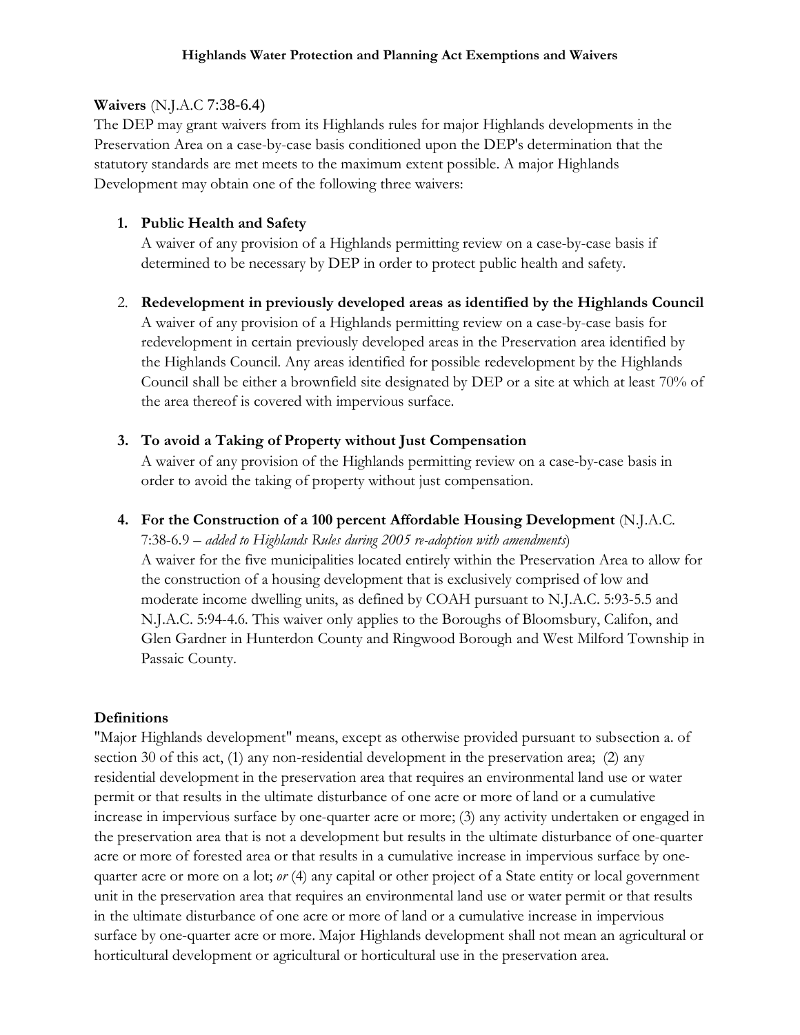## Highlands Water Protection and Planning Act Exemptions and Waivers

**Waivers** (N.J.A.C 7:38-6.4)

The DEP may grant waivers from its Highlands rules for major Highlands developments in the Preservation Area on a case-by-case basis conditioned upon the DEP's determination that the statutory standards are met meets to the maximum extent possible. A major Highlands Development may obtain one of the following three waivers:

1. **Public Health and Safety**
   A waiver of any provision of a Highlands permitting review on a case-by-case basis if determined to be necessary by DEP in order to protect public health and safety.

2. **Redevelopment in previously developed areas as identified by the Highlands Council**
   A waiver of any provision of a Highlands permitting review on a case-by-case basis for redevelopment in certain previously developed areas in the Preservation area identified by the Highlands Council. Any areas identified for possible redevelopment by the Highlands Council shall be either a brownfield site designated by DEP or a site at which at least 70% of the area thereof is covered with impervious surface.

3. **To avoid a Taking of Property without Just Compensation**
   A waiver of any provision of the Highlands permitting review on a case-by-case basis in order to avoid the taking of property without just compensation.

4. **For the Construction of a 100 percent Affordable Housing Development** (N.J.A.C. 7:38-6.9 – *added to Highlands Rules during 2005 re-adoption with amendments*)
   A waiver for the five municipalities located entirely within the Preservation Area to allow for the construction of a housing development that is exclusively comprised of low and moderate income dwelling units, as defined by COAH pursuant to N.J.A.C. 5:93-5.5 and N.J.A.C. 5:94-4.6. This waiver only applies to the Boroughs of Bloomsbury, Califon, and Glen Gardner in Hunterdon County and Ringwood Borough and West Milford Township in Passaic County.

**Definitions**

"Major Highlands development" means, except as otherwise provided pursuant to subsection a. of section 30 of this act, (1) any non-residential development in the preservation area; (2) any residential development in the preservation area that requires an environmental land use or water permit or that results in the ultimate disturbance of one acre or more of land or a cumulative increase in impervious surface by one-quarter acre or more; (3) any activity undertaken or engaged in the preservation area that is not a development but results in the ultimate disturbance of one-quarter acre or more of forested area or that results in a cumulative increase in impervious surface by one-quarter acre or more on a lot; *or* (4) any capital or other project of a State entity or local government unit in the preservation area that requires an environmental land use or water permit or that results in the ultimate disturbance of one acre or more of land or a cumulative increase in impervious surface by one-quarter acre or more. Major Highlands development shall not mean an agricultural or horticultural development or agricultural or horticultural use in the preservation area.